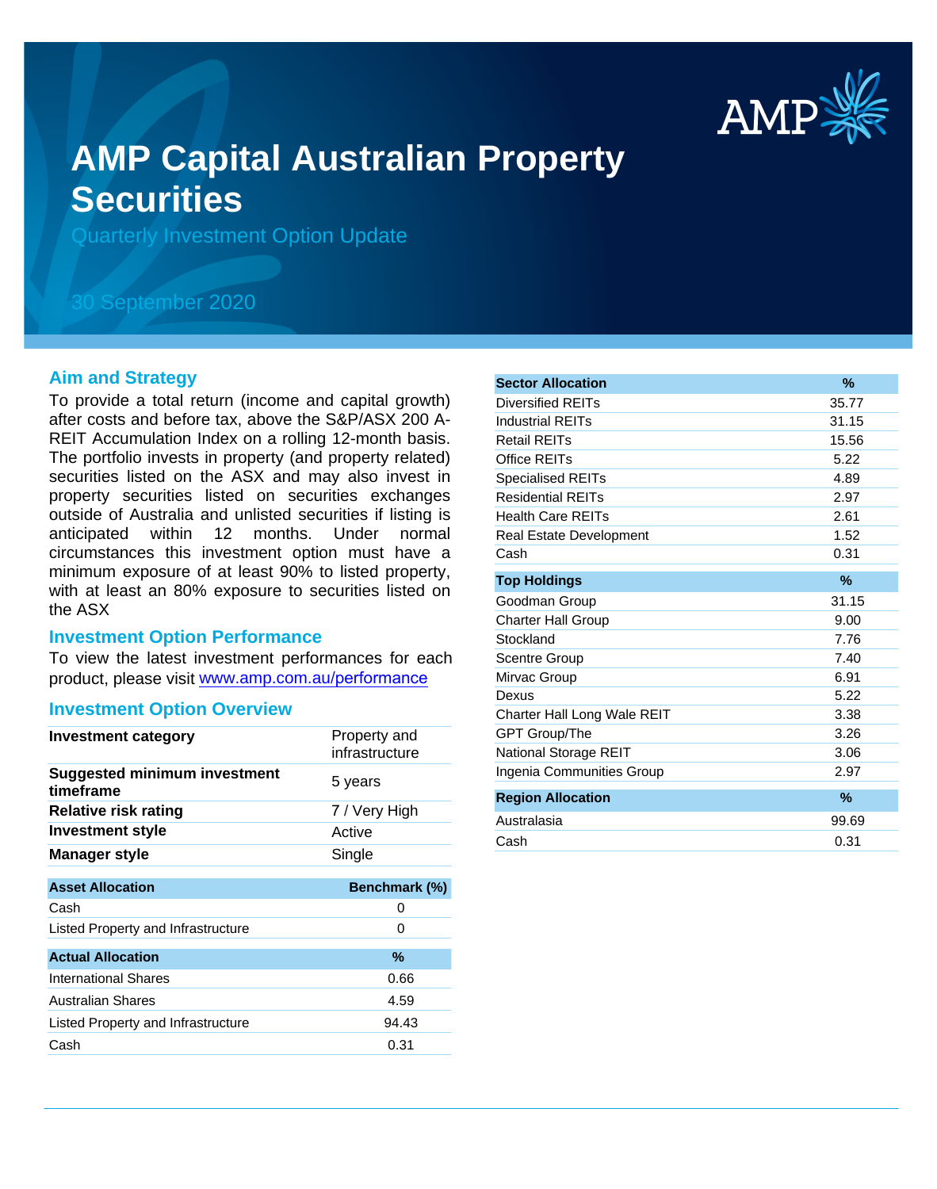# AMP Capital Australian Property Securities

Quarterly Investment Option Update

30 September 2020

## Aim and Strategy

To provide a total return (income and capital growth) after costs and before tax, above the S&P/ASX 200 A-REIT Accumulation Index on a rolling 12-month basis. The portfolio invests in property (and property related) securities listed on the ASX and may also invest in property securities listed on securities exchanges outside of Australia and unlisted securities if listing is anticipated within 12 months. Under normal circumstances this investment option must have a minimum exposure of at least 90% to listed property, with at least an 80% exposure to securities listed on the ASX

## Investment Option Performance

To view the latest investment performances for each product, please visit www.amp.com.au/performance

## Investment Option Overview

| | |
|---|---|
| **Investment category** | Property and infrastructure |
| **Suggested minimum investment timeframe** | 5 years |
| **Relative risk rating** | 7 / Very High |
| **Investment style** | Active |
| **Manager style** | Single |

| Asset Allocation | Benchmark (%) |
|---|---|
| Cash | 0 |
| Listed Property and Infrastructure | 0 |

| Actual Allocation | % |
|---|---|
| International Shares | 0.66 |
| Australian Shares | 4.59 |
| Listed Property and Infrastructure | 94.43 |
| Cash | 0.31 |

| Sector Allocation | % |
|---|---|
| Diversified REITs | 35.77 |
| Industrial REITs | 31.15 |
| Retail REITs | 15.56 |
| Office REITs | 5.22 |
| Specialised REITs | 4.89 |
| Residential REITs | 2.97 |
| Health Care REITs | 2.61 |
| Real Estate Development | 1.52 |
| Cash | 0.31 |

| Top Holdings | % |
|---|---|
| Goodman Group | 31.15 |
| Charter Hall Group | 9.00 |
| Stockland | 7.76 |
| Scentre Group | 7.40 |
| Mirvac Group | 6.91 |
| Dexus | 5.22 |
| Charter Hall Long Wale REIT | 3.38 |
| GPT Group/The | 3.26 |
| National Storage REIT | 3.06 |
| Ingenia Communities Group | 2.97 |

| Region Allocation | % |
|---|---|
| Australasia | 99.69 |
| Cash | 0.31 |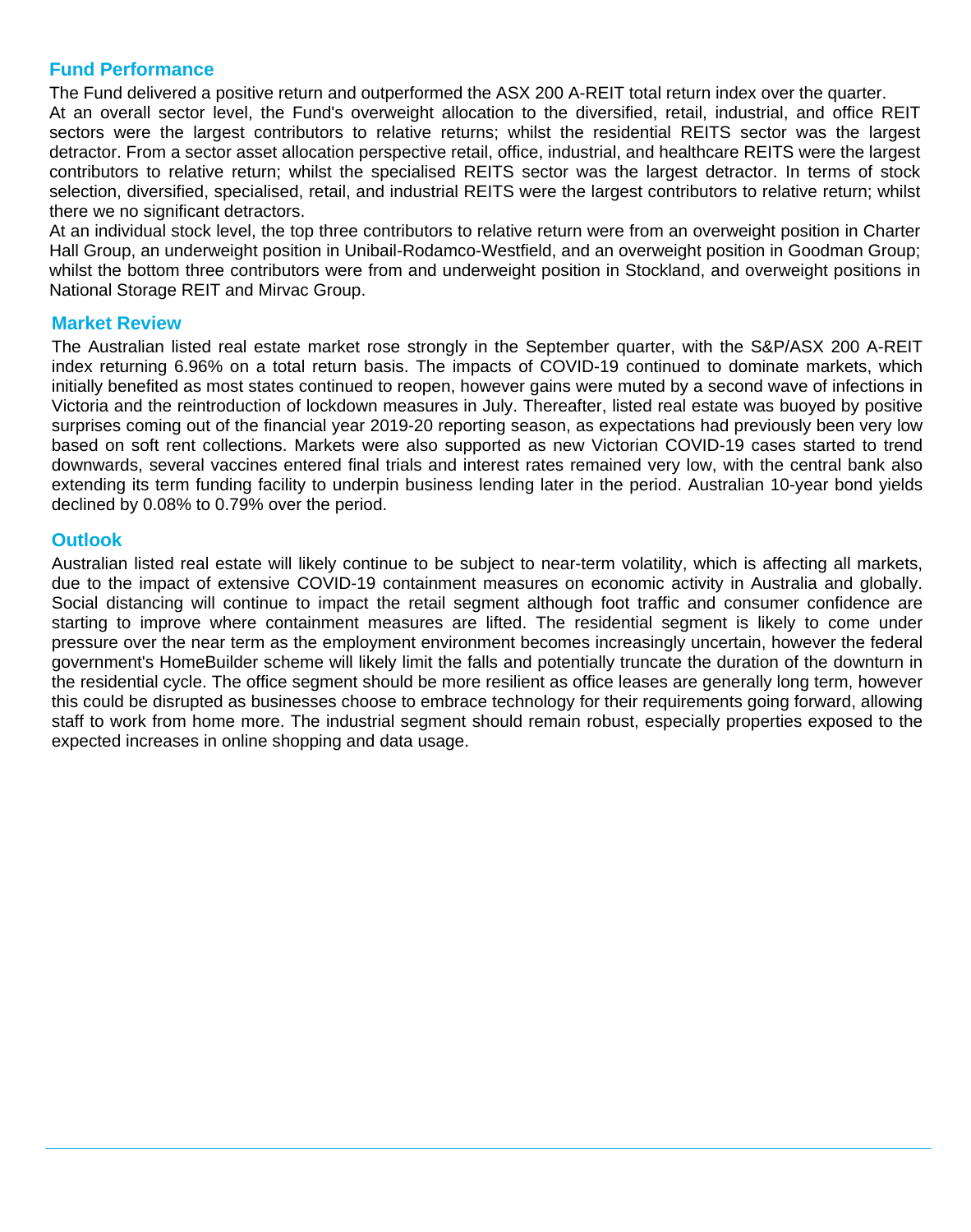## Fund Performance

The Fund delivered a positive return and outperformed the ASX 200 A-REIT total return index over the quarter.

At an overall sector level, the Fund's overweight allocation to the diversified, retail, industrial, and office REIT sectors were the largest contributors to relative returns; whilst the residential REITS sector was the largest detractor. From a sector asset allocation perspective retail, office, industrial, and healthcare REITS were the largest contributors to relative return; whilst the specialised REITS sector was the largest detractor. In terms of stock selection, diversified, specialised, retail, and industrial REITS were the largest contributors to relative return; whilst there we no significant detractors.

At an individual stock level, the top three contributors to relative return were from an overweight position in Charter Hall Group, an underweight position in Unibail-Rodamco-Westfield, and an overweight position in Goodman Group; whilst the bottom three contributors were from and underweight position in Stockland, and overweight positions in National Storage REIT and Mirvac Group.

## Market Review

The Australian listed real estate market rose strongly in the September quarter, with the S&P/ASX 200 A-REIT index returning 6.96% on a total return basis. The impacts of COVID-19 continued to dominate markets, which initially benefited as most states continued to reopen, however gains were muted by a second wave of infections in Victoria and the reintroduction of lockdown measures in July. Thereafter, listed real estate was buoyed by positive surprises coming out of the financial year 2019-20 reporting season, as expectations had previously been very low based on soft rent collections. Markets were also supported as new Victorian COVID-19 cases started to trend downwards, several vaccines entered final trials and interest rates remained very low, with the central bank also extending its term funding facility to underpin business lending later in the period. Australian 10-year bond yields declined by 0.08% to 0.79% over the period.

## Outlook

Australian listed real estate will likely continue to be subject to near-term volatility, which is affecting all markets, due to the impact of extensive COVID-19 containment measures on economic activity in Australia and globally. Social distancing will continue to impact the retail segment although foot traffic and consumer confidence are starting to improve where containment measures are lifted. The residential segment is likely to come under pressure over the near term as the employment environment becomes increasingly uncertain, however the federal government's HomeBuilder scheme will likely limit the falls and potentially truncate the duration of the downturn in the residential cycle. The office segment should be more resilient as office leases are generally long term, however this could be disrupted as businesses choose to embrace technology for their requirements going forward, allowing staff to work from home more. The industrial segment should remain robust, especially properties exposed to the expected increases in online shopping and data usage.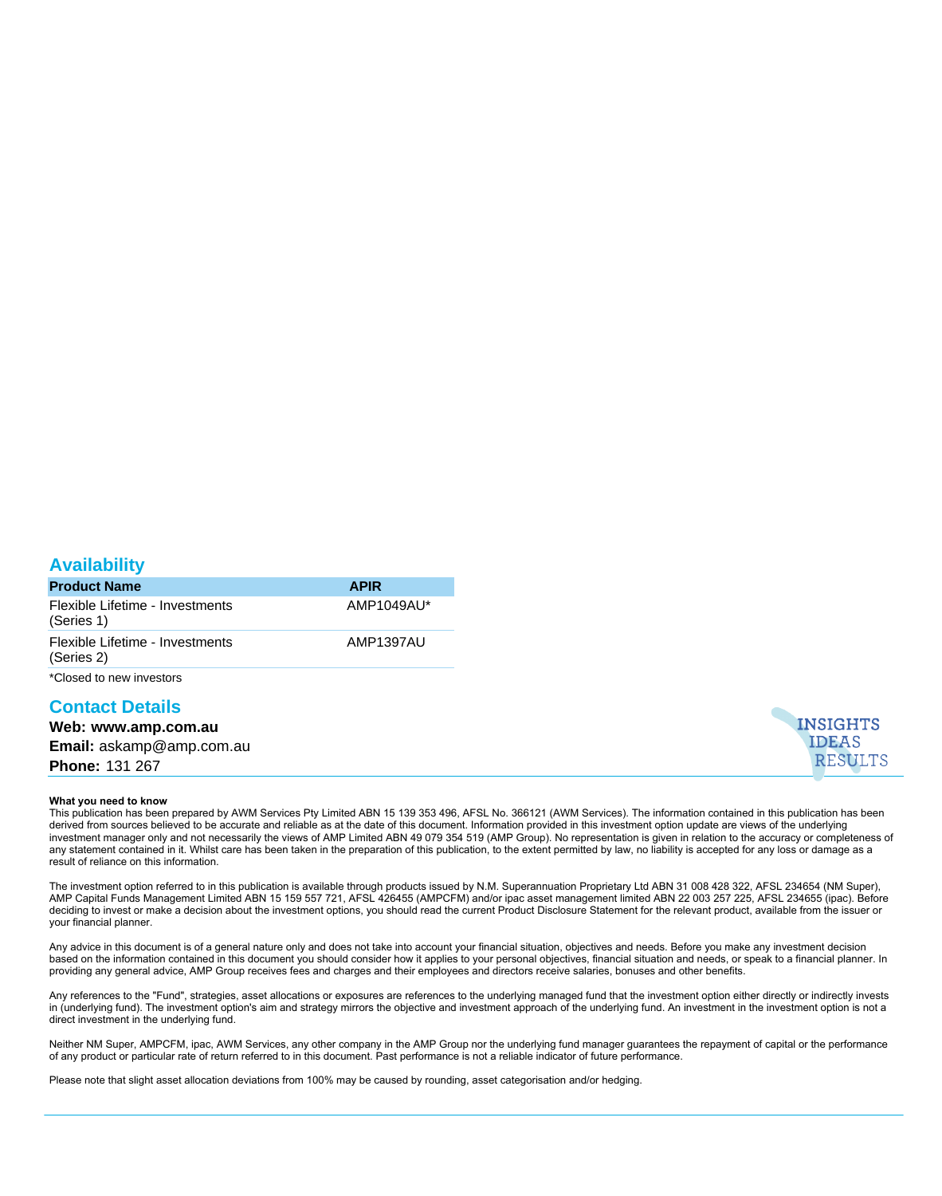## Availability

| Product Name | APIR |
|---|---|
| Flexible Lifetime - Investments (Series 1) | AMP1049AU* |
| Flexible Lifetime - Investments (Series 2) | AMP1397AU |

*Closed to new investors

## Contact Details

**Web: www.amp.com.au**
**Email:** askamp@amp.com.au
**Phone:** 131 267

INSIGHTS
IDEAS
RESULTS

**What you need to know**

This publication has been prepared by AWM Services Pty Limited ABN 15 139 353 496, AFSL No. 366121 (AWM Services). The information contained in this publication has been derived from sources believed to be accurate and reliable as at the date of this document. Information provided in this investment option update are views of the underlying investment manager only and not necessarily the views of AMP Limited ABN 49 079 354 519 (AMP Group). No representation is given in relation to the accuracy or completeness of any statement contained in it. Whilst care has been taken in the preparation of this publication, to the extent permitted by law, no liability is accepted for any loss or damage as a result of reliance on this information.

The investment option referred to in this publication is available through products issued by N.M. Superannuation Proprietary Ltd ABN 31 008 428 322, AFSL 234654 (NM Super), AMP Capital Funds Management Limited ABN 15 159 557 721, AFSL 426455 (AMPCFM) and/or ipac asset management limited ABN 22 003 257 225, AFSL 234655 (ipac). Before deciding to invest or make a decision about the investment options, you should read the current Product Disclosure Statement for the relevant product, available from the issuer or your financial planner.

Any advice in this document is of a general nature only and does not take into account your financial situation, objectives and needs. Before you make any investment decision based on the information contained in this document you should consider how it applies to your personal objectives, financial situation and needs, or speak to a financial planner. In providing any general advice, AMP Group receives fees and charges and their employees and directors receive salaries, bonuses and other benefits.

Any references to the "Fund", strategies, asset allocations or exposures are references to the underlying managed fund that the investment option either directly or indirectly invests in (underlying fund). The investment option's aim and strategy mirrors the objective and investment approach of the underlying fund. An investment in the investment option is not a direct investment in the underlying fund.

Neither NM Super, AMPCFM, ipac, AWM Services, any other company in the AMP Group nor the underlying fund manager guarantees the repayment of capital or the performance of any product or particular rate of return referred to in this document. Past performance is not a reliable indicator of future performance.

Please note that slight asset allocation deviations from 100% may be caused by rounding, asset categorisation and/or hedging.